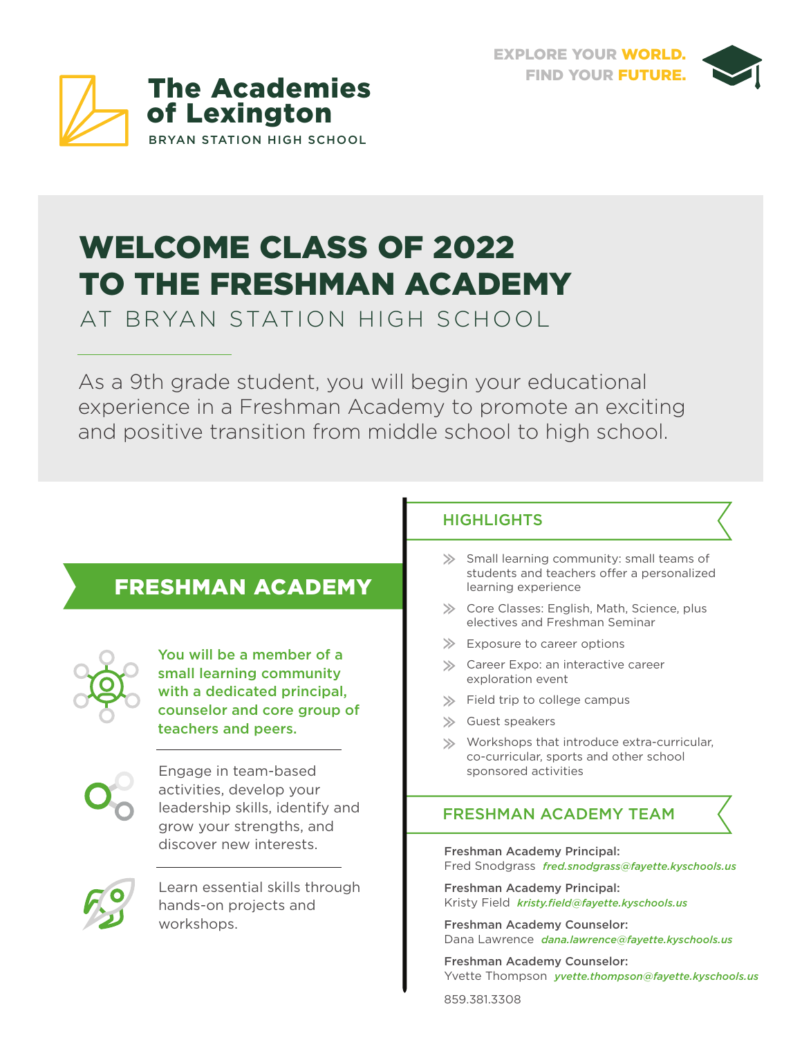**EXPLORE YOUR WORLD.
FIND YOUR FUTURE.**

# The Academies of Lexington

BRYAN STATION HIGH SCHOOL

# WELCOME CLASS OF 2022 TO THE FRESHMAN ACADEMY

## AT BRYAN STATION HIGH SCHOOL

As a 9th grade student, you will begin your educational experience in a Freshman Academy to promote an exciting and positive transition from middle school to high school.

## FRESHMAN ACADEMY

**You will be a member of a small learning community with a dedicated principal, counselor and core group of teachers and peers.**

Engage in team-based activities, develop your leadership skills, identify and grow your strengths, and discover new interests.

Learn essential skills through hands-on projects and workshops.

## HIGHLIGHTS

- Small learning community: small teams of students and teachers offer a personalized learning experience
- Core Classes: English, Math, Science, plus electives and Freshman Seminar
- Exposure to career options
- Career Expo: an interactive career exploration event
- Field trip to college campus
- Guest speakers
- Workshops that introduce extra-curricular, co-curricular, sports and other school sponsored activities

## FRESHMAN ACADEMY TEAM

**Freshman Academy Principal:**
Fred Snodgrass *fred.snodgrass@fayette.kyschools.us*

**Freshman Academy Principal:**
Kristy Field *kristy.field@fayette.kyschools.us*

**Freshman Academy Counselor:**
Dana Lawrence *dana.lawrence@fayette.kyschools.us*

**Freshman Academy Counselor:**
Yvette Thompson *yvette.thompson@fayette.kyschools.us*

859.381.3308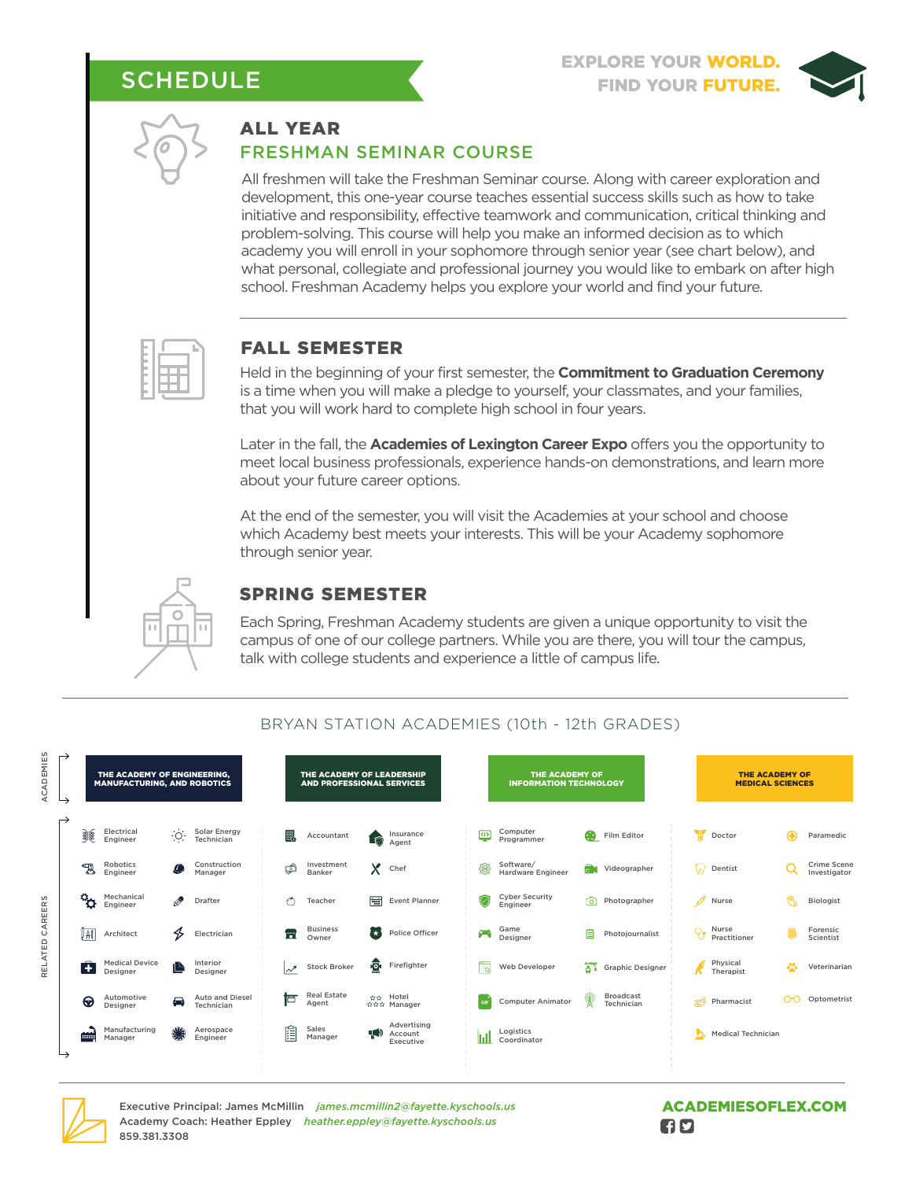## SCHEDULE

EXPLORE YOUR WORLD.
FIND YOUR FUTURE.

### ALL YEAR
### FRESHMAN SEMINAR COURSE

All freshmen will take the Freshman Seminar course. Along with career exploration and development, this one-year course teaches essential success skills such as how to take initiative and responsibility, effective teamwork and communication, critical thinking and problem-solving. This course will help you make an informed decision as to which academy you will enroll in your sophomore through senior year (see chart below), and what personal, collegiate and professional journey you would like to embark on after high school. Freshman Academy helps you explore your world and find your future.

### FALL SEMESTER

Held in the beginning of your first semester, the **Commitment to Graduation Ceremony** is a time when you will make a pledge to yourself, your classmates, and your families, that you will work hard to complete high school in four years.

Later in the fall, the **Academies of Lexington Career Expo** offers you the opportunity to meet local business professionals, experience hands-on demonstrations, and learn more about your future career options.

At the end of the semester, you will visit the Academies at your school and choose which Academy best meets your interests. This will be your Academy sophomore through senior year.

### SPRING SEMESTER

Each Spring, Freshman Academy students are given a unique opportunity to visit the campus of one of our college partners. While you are there, you will tour the campus, talk with college students and experience a little of campus life.

## BRYAN STATION ACADEMIES (10th - 12th GRADES)

| ACADEMIES | THE ACADEMY OF ENGINEERING, MANUFACTURING, AND ROBOTICS | | THE ACADEMY OF LEADERSHIP AND PROFESSIONAL SERVICES | | THE ACADEMY OF INFORMATION TECHNOLOGY | | THE ACADEMY OF MEDICAL SCIENCES | |
|---|---|---|---|---|---|---|---|---|
| RELATED CAREERS | Electrical Engineer | Solar Energy Technician | Accountant | Insurance Agent | Computer Programmer | Film Editor | Doctor | Paramedic |
| | Robotics Engineer | Construction Manager | Investment Banker | Chef | Software/ Hardware Engineer | Videographer | Dentist | Crime Scene Investigator |
| | Mechanical Engineer | Drafter | Teacher | Event Planner | Cyber Security Engineer | Photographer | Nurse | Biologist |
| | Architect | Electrician | Business Owner | Police Officer | Game Designer | Photojournalist | Nurse Practitioner | Forensic Scientist |
| | Medical Device Designer | Interior Designer | Stock Broker | Firefighter | Web Developer | Graphic Designer | Physical Therapist | Veterinarian |
| | Automotive Designer | Auto and Diesel Technician | Real Estate Agent | Hotel Manager | Computer Animator | Broadcast Technician | Pharmacist | Optometrist |
| | Manufacturing Manager | Aerospace Engineer | Sales Manager | Advertising Account Executive | Logistics Coordinator | | Medical Technician | |

Executive Principal: James McMillin *james.mcmillin2@fayette.kyschools.us*
Academy Coach: Heather Eppley *heather.eppley@fayette.kyschools.us*
859.381.3308

ACADEMIESOFLEX.COM